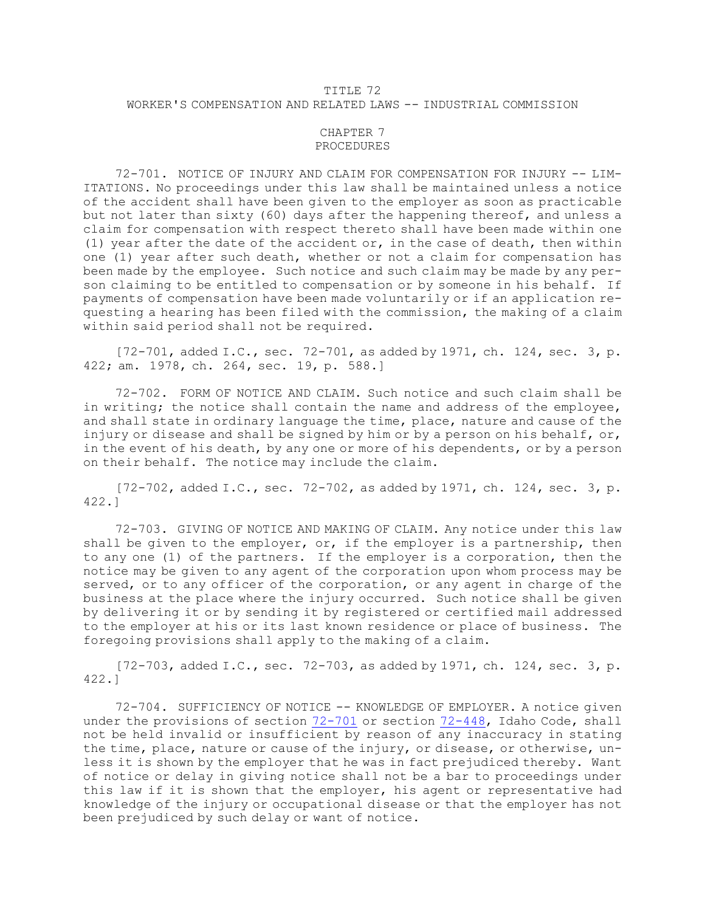# TITLE 72
## WORKER'S COMPENSATION AND RELATED LAWS -- INDUSTRIAL COMMISSION

### CHAPTER 7
### PROCEDURES

72-701. NOTICE OF INJURY AND CLAIM FOR COMPENSATION FOR INJURY -- LIMITATIONS. No proceedings under this law shall be maintained unless a notice of the accident shall have been given to the employer as soon as practicable but not later than sixty (60) days after the happening thereof, and unless a claim for compensation with respect thereto shall have been made within one (1) year after the date of the accident or, in the case of death, then within one (1) year after such death, whether or not a claim for compensation has been made by the employee. Such notice and such claim may be made by any person claiming to be entitled to compensation or by someone in his behalf. If payments of compensation have been made voluntarily or if an application requesting a hearing has been filed with the commission, the making of a claim within said period shall not be required.

[72-701, added I.C., sec. 72-701, as added by 1971, ch. 124, sec. 3, p. 422; am. 1978, ch. 264, sec. 19, p. 588.]

72-702. FORM OF NOTICE AND CLAIM. Such notice and such claim shall be in writing; the notice shall contain the name and address of the employee, and shall state in ordinary language the time, place, nature and cause of the injury or disease and shall be signed by him or by a person on his behalf, or, in the event of his death, by any one or more of his dependents, or by a person on their behalf. The notice may include the claim.

[72-702, added I.C., sec. 72-702, as added by 1971, ch. 124, sec. 3, p. 422.]

72-703. GIVING OF NOTICE AND MAKING OF CLAIM. Any notice under this law shall be given to the employer, or, if the employer is a partnership, then to any one (1) of the partners. If the employer is a corporation, then the notice may be given to any agent of the corporation upon whom process may be served, or to any officer of the corporation, or any agent in charge of the business at the place where the injury occurred. Such notice shall be given by delivering it or by sending it by registered or certified mail addressed to the employer at his or its last known residence or place of business. The foregoing provisions shall apply to the making of a claim.

[72-703, added I.C., sec. 72-703, as added by 1971, ch. 124, sec. 3, p. 422.]

72-704. SUFFICIENCY OF NOTICE -- KNOWLEDGE OF EMPLOYER. A notice given under the provisions of section 72-701 or section 72-448, Idaho Code, shall not be held invalid or insufficient by reason of any inaccuracy in stating the time, place, nature or cause of the injury, or disease, or otherwise, unless it is shown by the employer that he was in fact prejudiced thereby. Want of notice or delay in giving notice shall not be a bar to proceedings under this law if it is shown that the employer, his agent or representative had knowledge of the injury or occupational disease or that the employer has not been prejudiced by such delay or want of notice.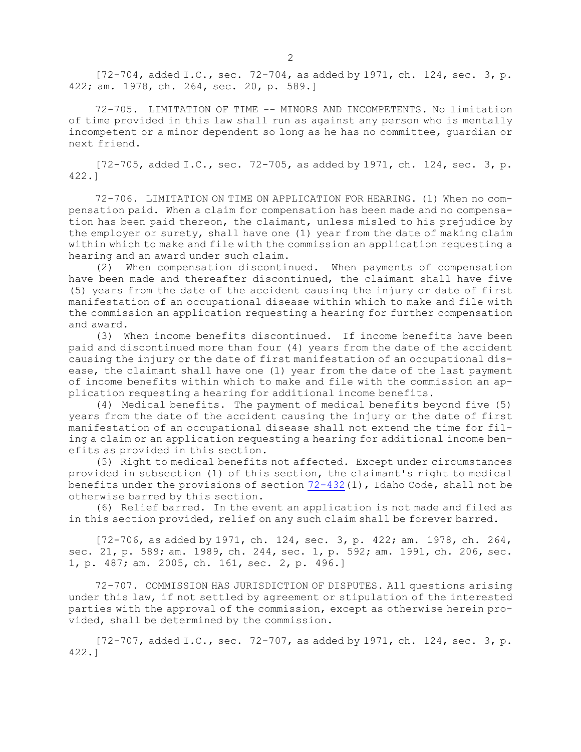[72-704, added I.C., sec. 72-704, as added by 1971, ch. 124, sec. 3, p. 422; am. 1978, ch. 264, sec. 20, p. 589.]

72-705. LIMITATION OF TIME -- MINORS AND INCOMPETENTS. No limitation of time provided in this law shall run as against any person who is mentally incompetent or a minor dependent so long as he has no committee, guardian or next friend.

[72-705, added I.C., sec. 72-705, as added by 1971, ch. 124, sec. 3, p. 422.]

72-706. LIMITATION ON TIME ON APPLICATION FOR HEARING. (1) When no compensation paid. When a claim for compensation has been made and no compensation has been paid thereon, the claimant, unless misled to his prejudice by the employer or surety, shall have one (1) year from the date of making claim within which to make and file with the commission an application requesting a hearing and an award under such claim.

(2) When compensation discontinued. When payments of compensation have been made and thereafter discontinued, the claimant shall have five (5) years from the date of the accident causing the injury or date of first manifestation of an occupational disease within which to make and file with the commission an application requesting a hearing for further compensation and award.

(3) When income benefits discontinued. If income benefits have been paid and discontinued more than four (4) years from the date of the accident causing the injury or the date of first manifestation of an occupational disease, the claimant shall have one (1) year from the date of the last payment of income benefits within which to make and file with the commission an application requesting a hearing for additional income benefits.

(4) Medical benefits. The payment of medical benefits beyond five (5) years from the date of the accident causing the injury or the date of first manifestation of an occupational disease shall not extend the time for filing a claim or an application requesting a hearing for additional income benefits as provided in this section.

(5) Right to medical benefits not affected. Except under circumstances provided in subsection (1) of this section, the claimant's right to medical benefits under the provisions of section 72-432(1), Idaho Code, shall not be otherwise barred by this section.

(6) Relief barred. In the event an application is not made and filed as in this section provided, relief on any such claim shall be forever barred.

[72-706, as added by 1971, ch. 124, sec. 3, p. 422; am. 1978, ch. 264, sec. 21, p. 589; am. 1989, ch. 244, sec. 1, p. 592; am. 1991, ch. 206, sec. 1, p. 487; am. 2005, ch. 161, sec. 2, p. 496.]

72-707. COMMISSION HAS JURISDICTION OF DISPUTES. All questions arising under this law, if not settled by agreement or stipulation of the interested parties with the approval of the commission, except as otherwise herein provided, shall be determined by the commission.

[72-707, added I.C., sec. 72-707, as added by 1971, ch. 124, sec. 3, p. 422.]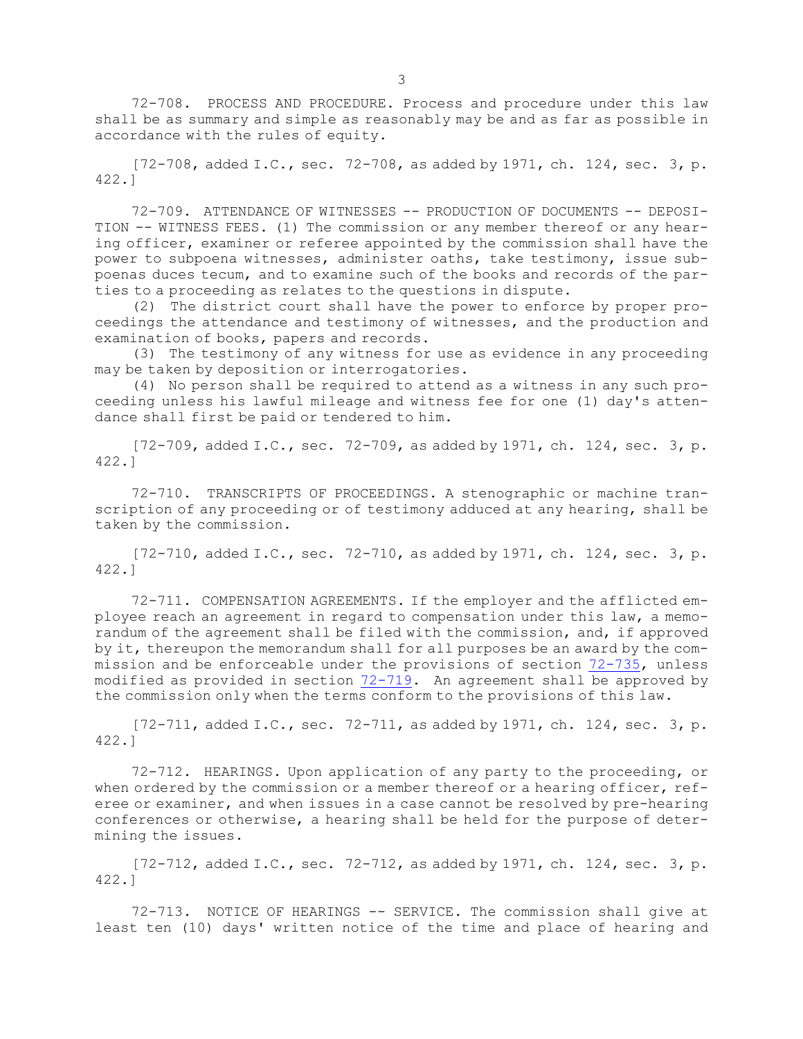72-708. PROCESS AND PROCEDURE. Process and procedure under this law shall be as summary and simple as reasonably may be and as far as possible in accordance with the rules of equity.

[72-708, added I.C., sec. 72-708, as added by 1971, ch. 124, sec. 3, p. 422.]

72-709. ATTENDANCE OF WITNESSES -- PRODUCTION OF DOCUMENTS -- DEPOSITION -- WITNESS FEES. (1) The commission or any member thereof or any hearing officer, examiner or referee appointed by the commission shall have the power to subpoena witnesses, administer oaths, take testimony, issue subpoenas duces tecum, and to examine such of the books and records of the parties to a proceeding as relates to the questions in dispute.

(2) The district court shall have the power to enforce by proper proceedings the attendance and testimony of witnesses, and the production and examination of books, papers and records.

(3) The testimony of any witness for use as evidence in any proceeding may be taken by deposition or interrogatories.

(4) No person shall be required to attend as a witness in any such proceeding unless his lawful mileage and witness fee for one (1) day's attendance shall first be paid or tendered to him.

[72-709, added I.C., sec. 72-709, as added by 1971, ch. 124, sec. 3, p. 422.]

72-710. TRANSCRIPTS OF PROCEEDINGS. A stenographic or machine transcription of any proceeding or of testimony adduced at any hearing, shall be taken by the commission.

[72-710, added I.C., sec. 72-710, as added by 1971, ch. 124, sec. 3, p. 422.]

72-711. COMPENSATION AGREEMENTS. If the employer and the afflicted employee reach an agreement in regard to compensation under this law, a memorandum of the agreement shall be filed with the commission, and, if approved by it, thereupon the memorandum shall for all purposes be an award by the commission and be enforceable under the provisions of section 72-735, unless modified as provided in section 72-719. An agreement shall be approved by the commission only when the terms conform to the provisions of this law.

[72-711, added I.C., sec. 72-711, as added by 1971, ch. 124, sec. 3, p. 422.]

72-712. HEARINGS. Upon application of any party to the proceeding, or when ordered by the commission or a member thereof or a hearing officer, referee or examiner, and when issues in a case cannot be resolved by pre-hearing conferences or otherwise, a hearing shall be held for the purpose of determining the issues.

[72-712, added I.C., sec. 72-712, as added by 1971, ch. 124, sec. 3, p. 422.]

72-713. NOTICE OF HEARINGS -- SERVICE. The commission shall give at least ten (10) days' written notice of the time and place of hearing and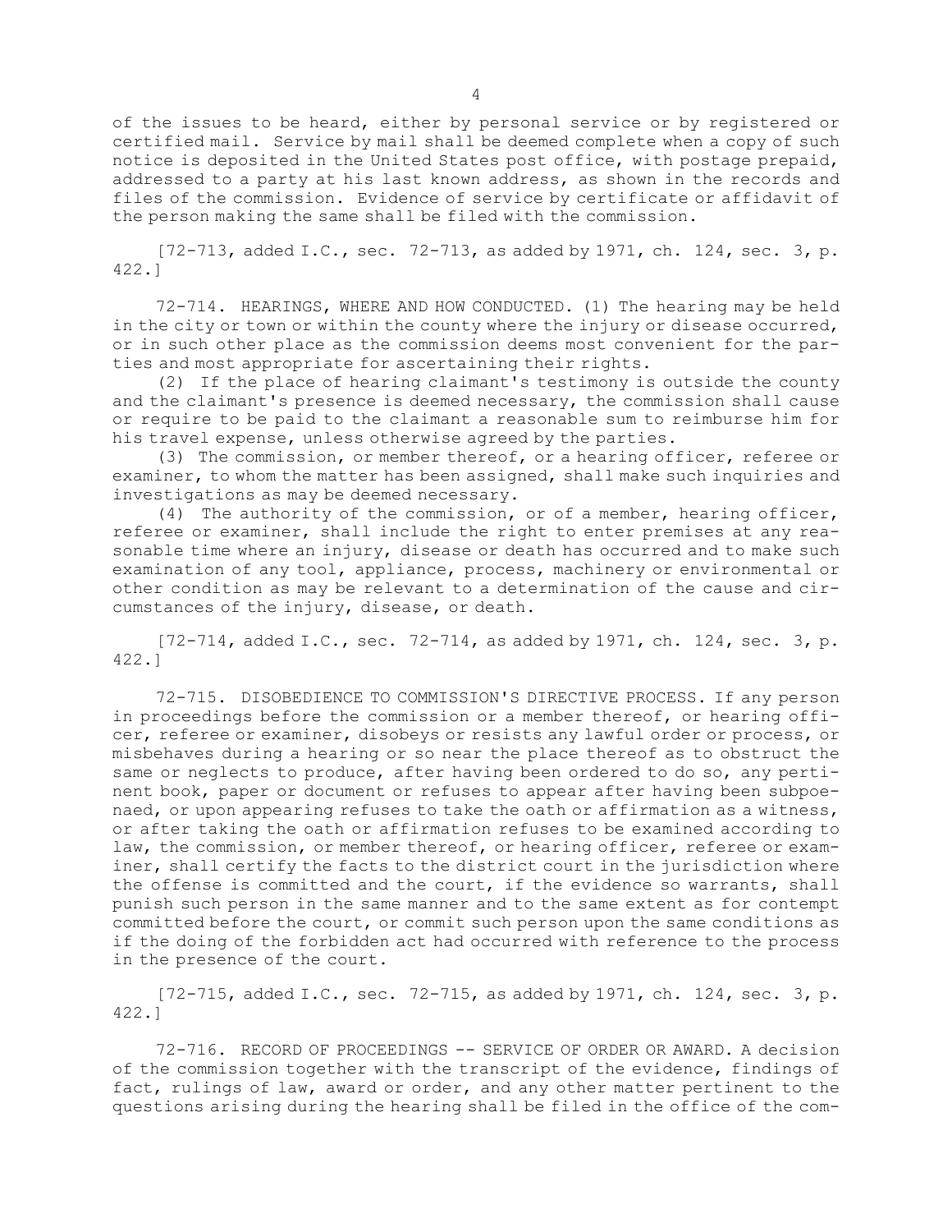of the issues to be heard, either by personal service or by registered or certified mail. Service by mail shall be deemed complete when a copy of such notice is deposited in the United States post office, with postage prepaid, addressed to a party at his last known address, as shown in the records and files of the commission. Evidence of service by certificate or affidavit of the person making the same shall be filed with the commission.

[72-713, added I.C., sec. 72-713, as added by 1971, ch. 124, sec. 3, p. 422.]

72-714. HEARINGS, WHERE AND HOW CONDUCTED. (1) The hearing may be held in the city or town or within the county where the injury or disease occurred, or in such other place as the commission deems most convenient for the parties and most appropriate for ascertaining their rights.

(2) If the place of hearing claimant's testimony is outside the county and the claimant's presence is deemed necessary, the commission shall cause or require to be paid to the claimant a reasonable sum to reimburse him for his travel expense, unless otherwise agreed by the parties.

(3) The commission, or member thereof, or a hearing officer, referee or examiner, to whom the matter has been assigned, shall make such inquiries and investigations as may be deemed necessary.

(4) The authority of the commission, or of a member, hearing officer, referee or examiner, shall include the right to enter premises at any reasonable time where an injury, disease or death has occurred and to make such examination of any tool, appliance, process, machinery or environmental or other condition as may be relevant to a determination of the cause and circumstances of the injury, disease, or death.

[72-714, added I.C., sec. 72-714, as added by 1971, ch. 124, sec. 3, p. 422.]

72-715. DISOBEDIENCE TO COMMISSION'S DIRECTIVE PROCESS. If any person in proceedings before the commission or a member thereof, or hearing officer, referee or examiner, disobeys or resists any lawful order or process, or misbehaves during a hearing or so near the place thereof as to obstruct the same or neglects to produce, after having been ordered to do so, any pertinent book, paper or document or refuses to appear after having been subpoenaed, or upon appearing refuses to take the oath or affirmation as a witness, or after taking the oath or affirmation refuses to be examined according to law, the commission, or member thereof, or hearing officer, referee or examiner, shall certify the facts to the district court in the jurisdiction where the offense is committed and the court, if the evidence so warrants, shall punish such person in the same manner and to the same extent as for contempt committed before the court, or commit such person upon the same conditions as if the doing of the forbidden act had occurred with reference to the process in the presence of the court.

[72-715, added I.C., sec. 72-715, as added by 1971, ch. 124, sec. 3, p. 422.]

72-716. RECORD OF PROCEEDINGS -- SERVICE OF ORDER OR AWARD. A decision of the commission together with the transcript of the evidence, findings of fact, rulings of law, award or order, and any other matter pertinent to the questions arising during the hearing shall be filed in the office of the com-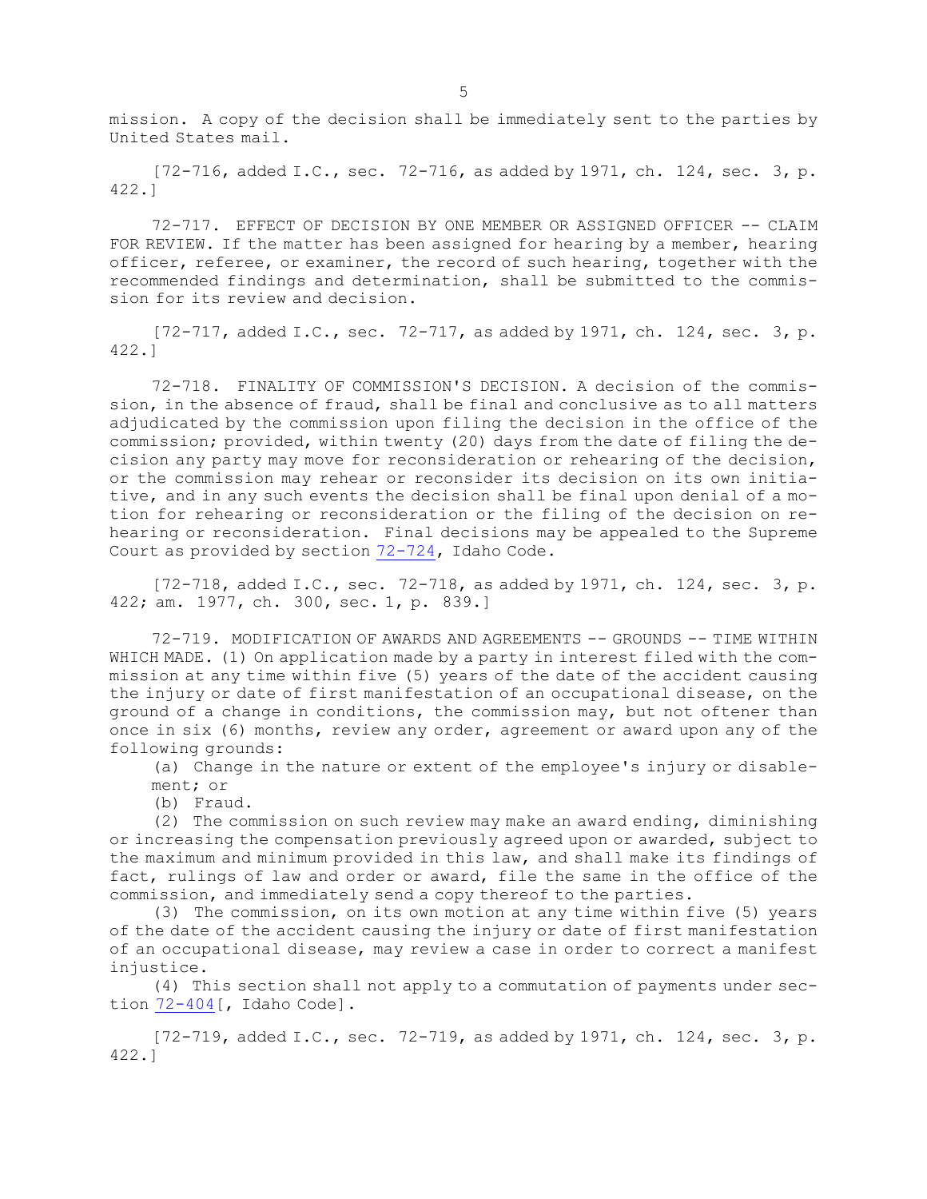mission. A copy of the decision shall be immediately sent to the parties by United States mail.

[72-716, added I.C., sec. 72-716, as added by 1971, ch. 124, sec. 3, p. 422.]

72-717. EFFECT OF DECISION BY ONE MEMBER OR ASSIGNED OFFICER -- CLAIM FOR REVIEW. If the matter has been assigned for hearing by a member, hearing officer, referee, or examiner, the record of such hearing, together with the recommended findings and determination, shall be submitted to the commission for its review and decision.

[72-717, added I.C., sec. 72-717, as added by 1971, ch. 124, sec. 3, p. 422.]

72-718. FINALITY OF COMMISSION'S DECISION. A decision of the commission, in the absence of fraud, shall be final and conclusive as to all matters adjudicated by the commission upon filing the decision in the office of the commission; provided, within twenty (20) days from the date of filing the decision any party may move for reconsideration or rehearing of the decision, or the commission may rehear or reconsider its decision on its own initiative, and in any such events the decision shall be final upon denial of a motion for rehearing or reconsideration or the filing of the decision on rehearing or reconsideration. Final decisions may be appealed to the Supreme Court as provided by section 72-724, Idaho Code.

[72-718, added I.C., sec. 72-718, as added by 1971, ch. 124, sec. 3, p. 422; am. 1977, ch. 300, sec. 1, p. 839.]

72-719. MODIFICATION OF AWARDS AND AGREEMENTS -- GROUNDS -- TIME WITHIN WHICH MADE. (1) On application made by a party in interest filed with the commission at any time within five (5) years of the date of the accident causing the injury or date of first manifestation of an occupational disease, on the ground of a change in conditions, the commission may, but not oftener than once in six (6) months, review any order, agreement or award upon any of the following grounds:

(a) Change in the nature or extent of the employee's injury or disablement; or

(b) Fraud.

(2) The commission on such review may make an award ending, diminishing or increasing the compensation previously agreed upon or awarded, subject to the maximum and minimum provided in this law, and shall make its findings of fact, rulings of law and order or award, file the same in the office of the commission, and immediately send a copy thereof to the parties.

(3) The commission, on its own motion at any time within five (5) years of the date of the accident causing the injury or date of first manifestation of an occupational disease, may review a case in order to correct a manifest injustice.

(4) This section shall not apply to a commutation of payments under section 72-404[, Idaho Code].

[72-719, added I.C., sec. 72-719, as added by 1971, ch. 124, sec. 3, p. 422.]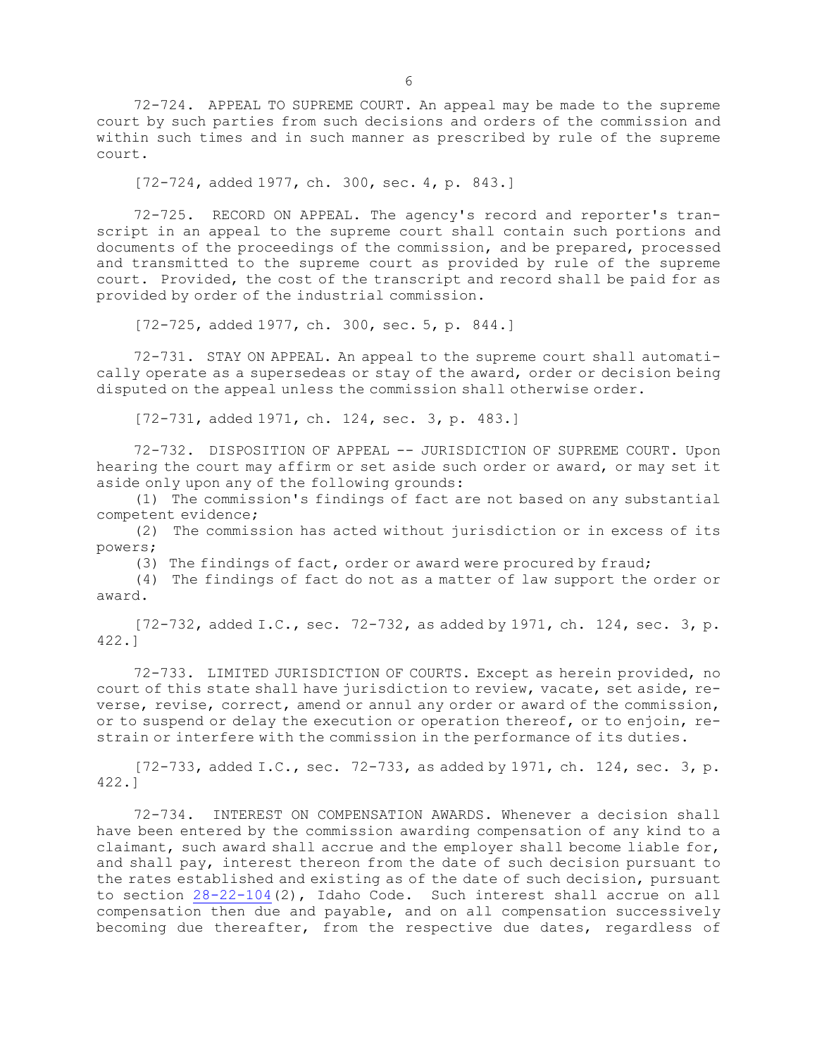72-724. APPEAL TO SUPREME COURT. An appeal may be made to the supreme court by such parties from such decisions and orders of the commission and within such times and in such manner as prescribed by rule of the supreme court.

[72-724, added 1977, ch. 300, sec. 4, p. 843.]

72-725. RECORD ON APPEAL. The agency's record and reporter's transcript in an appeal to the supreme court shall contain such portions and documents of the proceedings of the commission, and be prepared, processed and transmitted to the supreme court as provided by rule of the supreme court. Provided, the cost of the transcript and record shall be paid for as provided by order of the industrial commission.

[72-725, added 1977, ch. 300, sec. 5, p. 844.]

72-731. STAY ON APPEAL. An appeal to the supreme court shall automatically operate as a supersedeas or stay of the award, order or decision being disputed on the appeal unless the commission shall otherwise order.

[72-731, added 1971, ch. 124, sec. 3, p. 483.]

72-732. DISPOSITION OF APPEAL -- JURISDICTION OF SUPREME COURT. Upon hearing the court may affirm or set aside such order or award, or may set it aside only upon any of the following grounds:

(1) The commission's findings of fact are not based on any substantial competent evidence;

(2) The commission has acted without jurisdiction or in excess of its powers;

(3) The findings of fact, order or award were procured by fraud;

(4) The findings of fact do not as a matter of law support the order or award.

[72-732, added I.C., sec. 72-732, as added by 1971, ch. 124, sec. 3, p. 422.]

72-733. LIMITED JURISDICTION OF COURTS. Except as herein provided, no court of this state shall have jurisdiction to review, vacate, set aside, reverse, revise, correct, amend or annul any order or award of the commission, or to suspend or delay the execution or operation thereof, or to enjoin, restrain or interfere with the commission in the performance of its duties.

[72-733, added I.C., sec. 72-733, as added by 1971, ch. 124, sec. 3, p. 422.]

72-734. INTEREST ON COMPENSATION AWARDS. Whenever a decision shall have been entered by the commission awarding compensation of any kind to a claimant, such award shall accrue and the employer shall become liable for, and shall pay, interest thereon from the date of such decision pursuant to the rates established and existing as of the date of such decision, pursuant to section 28-22-104(2), Idaho Code. Such interest shall accrue on all compensation then due and payable, and on all compensation successively becoming due thereafter, from the respective due dates, regardless of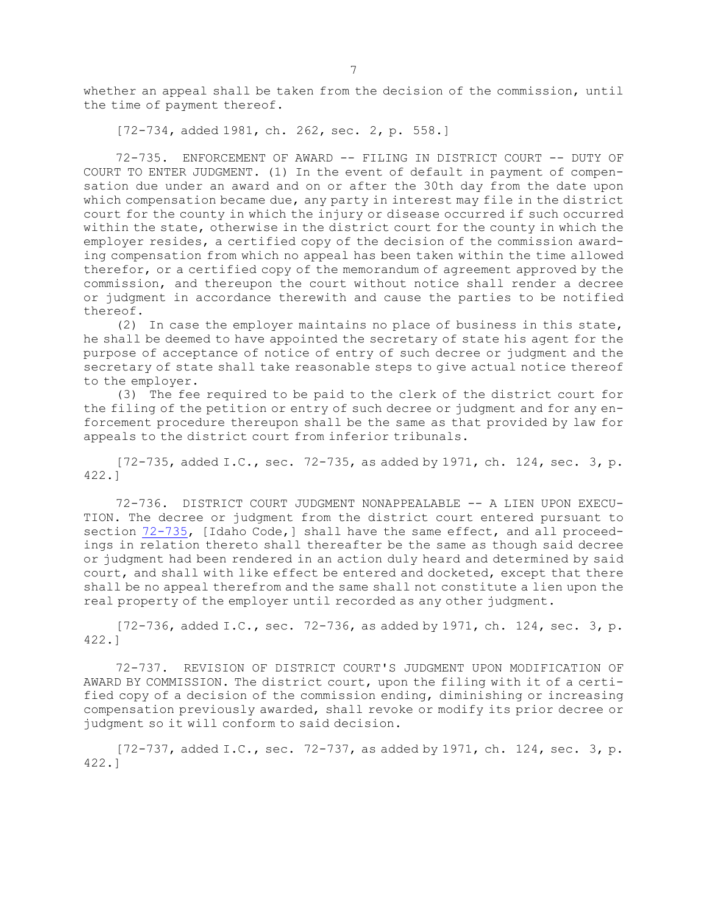whether an appeal shall be taken from the decision of the commission, until the time of payment thereof.

[72-734, added 1981, ch. 262, sec. 2, p. 558.]

72-735. ENFORCEMENT OF AWARD -- FILING IN DISTRICT COURT -- DUTY OF COURT TO ENTER JUDGMENT. (1) In the event of default in payment of compensation due under an award and on or after the 30th day from the date upon which compensation became due, any party in interest may file in the district court for the county in which the injury or disease occurred if such occurred within the state, otherwise in the district court for the county in which the employer resides, a certified copy of the decision of the commission awarding compensation from which no appeal has been taken within the time allowed therefor, or a certified copy of the memorandum of agreement approved by the commission, and thereupon the court without notice shall render a decree or judgment in accordance therewith and cause the parties to be notified thereof.

(2) In case the employer maintains no place of business in this state, he shall be deemed to have appointed the secretary of state his agent for the purpose of acceptance of notice of entry of such decree or judgment and the secretary of state shall take reasonable steps to give actual notice thereof to the employer.

(3) The fee required to be paid to the clerk of the district court for the filing of the petition or entry of such decree or judgment and for any enforcement procedure thereupon shall be the same as that provided by law for appeals to the district court from inferior tribunals.

[72-735, added I.C., sec. 72-735, as added by 1971, ch. 124, sec. 3, p. 422.]

72-736. DISTRICT COURT JUDGMENT NONAPPEALABLE -- A LIEN UPON EXECUTION. The decree or judgment from the district court entered pursuant to section 72-735, [Idaho Code,] shall have the same effect, and all proceedings in relation thereto shall thereafter be the same as though said decree or judgment had been rendered in an action duly heard and determined by said court, and shall with like effect be entered and docketed, except that there shall be no appeal therefrom and the same shall not constitute a lien upon the real property of the employer until recorded as any other judgment.

[72-736, added I.C., sec. 72-736, as added by 1971, ch. 124, sec. 3, p. 422.]

72-737. REVISION OF DISTRICT COURT'S JUDGMENT UPON MODIFICATION OF AWARD BY COMMISSION. The district court, upon the filing with it of a certified copy of a decision of the commission ending, diminishing or increasing compensation previously awarded, shall revoke or modify its prior decree or judgment so it will conform to said decision.

[72-737, added I.C., sec. 72-737, as added by 1971, ch. 124, sec. 3, p. 422.]